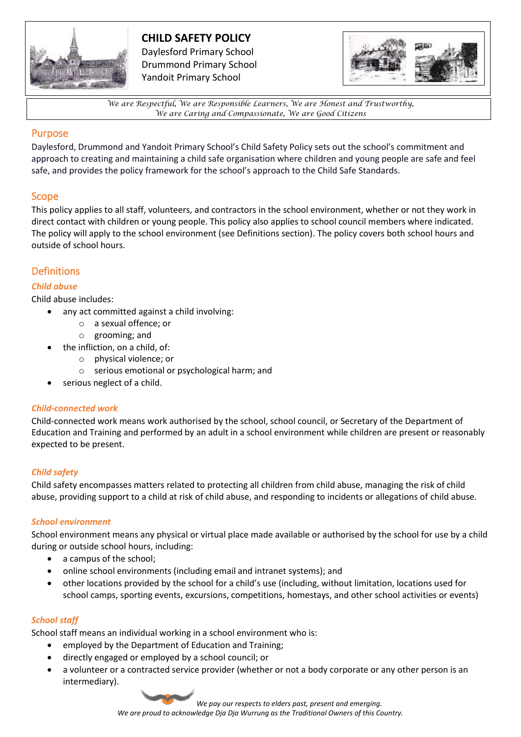# CHILD SAFETY POLICY

Daylesford Primary School
Drummond Primary School
Yandoit Primary School

*We are Respectful, We are Responsible Learners, We are Honest and Trustworthy, We are Caring and Compassionate, We are Good Citizens*

## Purpose

Daylesford, Drummond and Yandoit Primary School's Child Safety Policy sets out the school's commitment and approach to creating and maintaining a child safe organisation where children and young people are safe and feel safe, and provides the policy framework for the school's approach to the Child Safe Standards.

## Scope

This policy applies to all staff, volunteers, and contractors in the school environment, whether or not they work in direct contact with children or young people. This policy also applies to school council members where indicated. The policy will apply to the school environment (see Definitions section). The policy covers both school hours and outside of school hours.

## Definitions

### *Child abuse*

Child abuse includes:

- any act committed against a child involving:
  - a sexual offence; or
  - grooming; and
- the infliction, on a child, of:
  - physical violence; or
  - serious emotional or psychological harm; and
- serious neglect of a child.

### *Child-connected work*

Child-connected work means work authorised by the school, school council, or Secretary of the Department of Education and Training and performed by an adult in a school environment while children are present or reasonably expected to be present.

### *Child safety*

Child safety encompasses matters related to protecting all children from child abuse, managing the risk of child abuse, providing support to a child at risk of child abuse, and responding to incidents or allegations of child abuse.

### *School environment*

School environment means any physical or virtual place made available or authorised by the school for use by a child during or outside school hours, including:

- a campus of the school;
- online school environments (including email and intranet systems); and
- other locations provided by the school for a child's use (including, without limitation, locations used for school camps, sporting events, excursions, competitions, homestays, and other school activities or events)

### *School staff*

School staff means an individual working in a school environment who is:

- employed by the Department of Education and Training;
- directly engaged or employed by a school council; or
- a volunteer or a contracted service provider (whether or not a body corporate or any other person is an intermediary).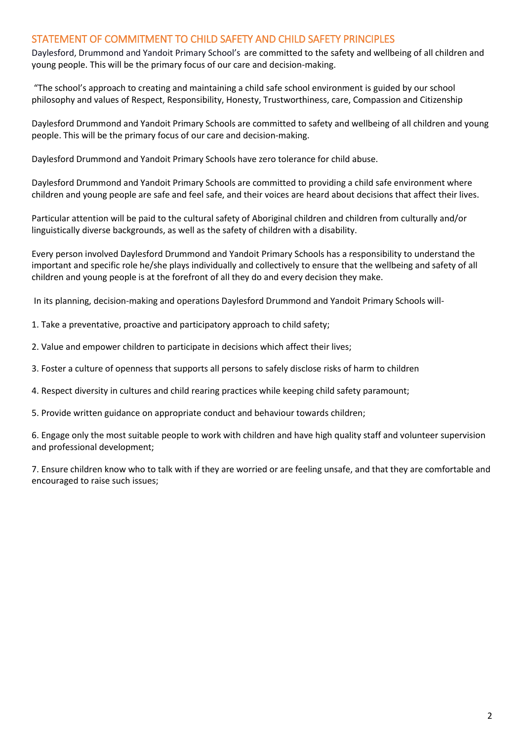## STATEMENT OF COMMITMENT TO CHILD SAFETY AND CHILD SAFETY PRINCIPLES

Daylesford, Drummond and Yandoit Primary School's are committed to the safety and wellbeing of all children and young people. This will be the primary focus of our care and decision-making.

"The school's approach to creating and maintaining a child safe school environment is guided by our school philosophy and values of Respect, Responsibility, Honesty, Trustworthiness, care, Compassion and Citizenship

Daylesford Drummond and Yandoit Primary Schools are committed to safety and wellbeing of all children and young people. This will be the primary focus of our care and decision-making.

Daylesford Drummond and Yandoit Primary Schools have zero tolerance for child abuse.

Daylesford Drummond and Yandoit Primary Schools are committed to providing a child safe environment where children and young people are safe and feel safe, and their voices are heard about decisions that affect their lives.

Particular attention will be paid to the cultural safety of Aboriginal children and children from culturally and/or linguistically diverse backgrounds, as well as the safety of children with a disability.

Every person involved Daylesford Drummond and Yandoit Primary Schools has a responsibility to understand the important and specific role he/she plays individually and collectively to ensure that the wellbeing and safety of all children and young people is at the forefront of all they do and every decision they make.

In its planning, decision-making and operations Daylesford Drummond and Yandoit Primary Schools will-

1. Take a preventative, proactive and participatory approach to child safety;
2. Value and empower children to participate in decisions which affect their lives;
3. Foster a culture of openness that supports all persons to safely disclose risks of harm to children
4. Respect diversity in cultures and child rearing practices while keeping child safety paramount;
5. Provide written guidance on appropriate conduct and behaviour towards children;
6. Engage only the most suitable people to work with children and have high quality staff and volunteer supervision and professional development;
7. Ensure children know who to talk with if they are worried or are feeling unsafe, and that they are comfortable and encouraged to raise such issues;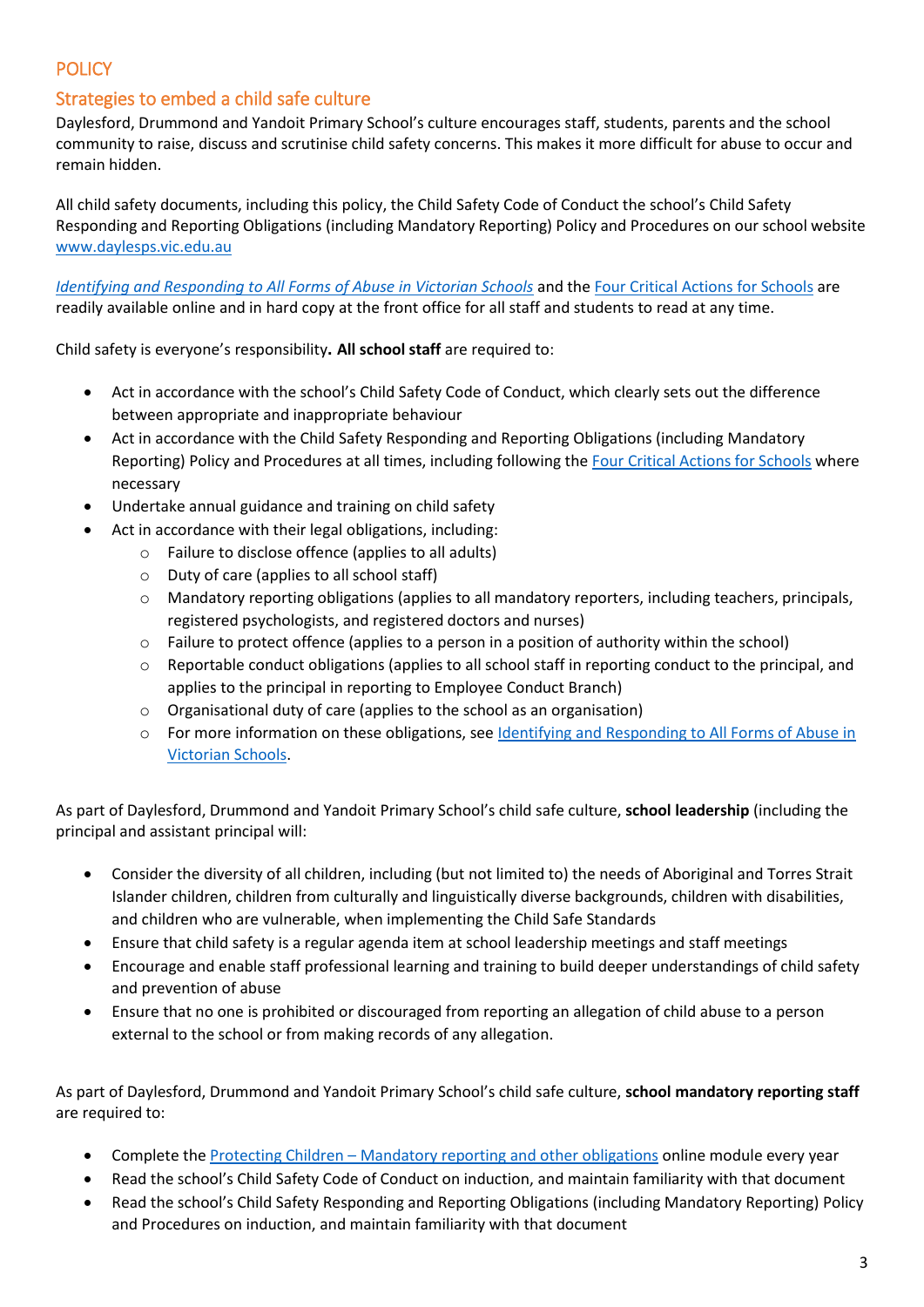## POLICY

### Strategies to embed a child safe culture

Daylesford, Drummond and Yandoit Primary School's culture encourages staff, students, parents and the school community to raise, discuss and scrutinise child safety concerns. This makes it more difficult for abuse to occur and remain hidden.

All child safety documents, including this policy, the Child Safety Code of Conduct the school's Child Safety Responding and Reporting Obligations (including Mandatory Reporting) Policy and Procedures on our school website [www.daylesps.vic.edu.au](www.daylesps.vic.edu.au)

*[Identifying and Responding to All Forms of Abuse in Victorian Schools]()* and the [Four Critical Actions for Schools]() are readily available online and in hard copy at the front office for all staff and students to read at any time.

Child safety is everyone's responsibility**. All school staff** are required to:

- Act in accordance with the school's Child Safety Code of Conduct, which clearly sets out the difference between appropriate and inappropriate behaviour
- Act in accordance with the Child Safety Responding and Reporting Obligations (including Mandatory Reporting) Policy and Procedures at all times, including following the [Four Critical Actions for Schools]() where necessary
- Undertake annual guidance and training on child safety
- Act in accordance with their legal obligations, including:
  - Failure to disclose offence (applies to all adults)
  - Duty of care (applies to all school staff)
  - Mandatory reporting obligations (applies to all mandatory reporters, including teachers, principals, registered psychologists, and registered doctors and nurses)
  - Failure to protect offence (applies to a person in a position of authority within the school)
  - Reportable conduct obligations (applies to all school staff in reporting conduct to the principal, and applies to the principal in reporting to Employee Conduct Branch)
  - Organisational duty of care (applies to the school as an organisation)
  - For more information on these obligations, see [Identifying and Responding to All Forms of Abuse in Victorian Schools]().

As part of Daylesford, Drummond and Yandoit Primary School's child safe culture, **school leadership** (including the principal and assistant principal will:

- Consider the diversity of all children, including (but not limited to) the needs of Aboriginal and Torres Strait Islander children, children from culturally and linguistically diverse backgrounds, children with disabilities, and children who are vulnerable, when implementing the Child Safe Standards
- Ensure that child safety is a regular agenda item at school leadership meetings and staff meetings
- Encourage and enable staff professional learning and training to build deeper understandings of child safety and prevention of abuse
- Ensure that no one is prohibited or discouraged from reporting an allegation of child abuse to a person external to the school or from making records of any allegation.

As part of Daylesford, Drummond and Yandoit Primary School's child safe culture, **school mandatory reporting staff** are required to:

- Complete the [Protecting Children – Mandatory reporting and other obligations]() online module every year
- Read the school's Child Safety Code of Conduct on induction, and maintain familiarity with that document
- Read the school's Child Safety Responding and Reporting Obligations (including Mandatory Reporting) Policy and Procedures on induction, and maintain familiarity with that document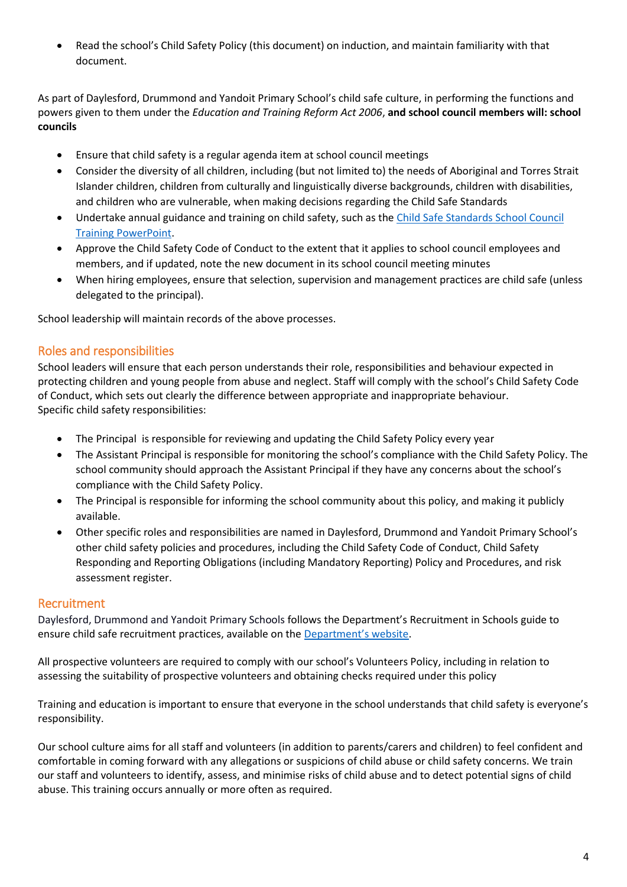- Read the school's Child Safety Policy (this document) on induction, and maintain familiarity with that document.

As part of Daylesford, Drummond and Yandoit Primary School's child safe culture, in performing the functions and powers given to them under the *Education and Training Reform Act 2006*, **and school council members will: school councils**

- Ensure that child safety is a regular agenda item at school council meetings
- Consider the diversity of all children, including (but not limited to) the needs of Aboriginal and Torres Strait Islander children, children from culturally and linguistically diverse backgrounds, children with disabilities, and children who are vulnerable, when making decisions regarding the Child Safe Standards
- Undertake annual guidance and training on child safety, such as the [Child Safe Standards School Council Training PowerPoint](#).
- Approve the Child Safety Code of Conduct to the extent that it applies to school council employees and members, and if updated, note the new document in its school council meeting minutes
- When hiring employees, ensure that selection, supervision and management practices are child safe (unless delegated to the principal).

School leadership will maintain records of the above processes.

## Roles and responsibilities

School leaders will ensure that each person understands their role, responsibilities and behaviour expected in protecting children and young people from abuse and neglect. Staff will comply with the school's Child Safety Code of Conduct, which sets out clearly the difference between appropriate and inappropriate behaviour.
Specific child safety responsibilities:

- The Principal is responsible for reviewing and updating the Child Safety Policy every year
- The Assistant Principal is responsible for monitoring the school's compliance with the Child Safety Policy. The school community should approach the Assistant Principal if they have any concerns about the school's compliance with the Child Safety Policy.
- The Principal is responsible for informing the school community about this policy, and making it publicly available.
- Other specific roles and responsibilities are named in Daylesford, Drummond and Yandoit Primary School's other child safety policies and procedures, including the Child Safety Code of Conduct, Child Safety Responding and Reporting Obligations (including Mandatory Reporting) Policy and Procedures, and risk assessment register.

## Recruitment

Daylesford, Drummond and Yandoit Primary Schools follows the Department's Recruitment in Schools guide to ensure child safe recruitment practices, available on the [Department's website](#).

All prospective volunteers are required to comply with our school's Volunteers Policy, including in relation to assessing the suitability of prospective volunteers and obtaining checks required under this policy

Training and education is important to ensure that everyone in the school understands that child safety is everyone's responsibility.

Our school culture aims for all staff and volunteers (in addition to parents/carers and children) to feel confident and comfortable in coming forward with any allegations or suspicions of child abuse or child safety concerns. We train our staff and volunteers to identify, assess, and minimise risks of child abuse and to detect potential signs of child abuse. This training occurs annually or more often as required.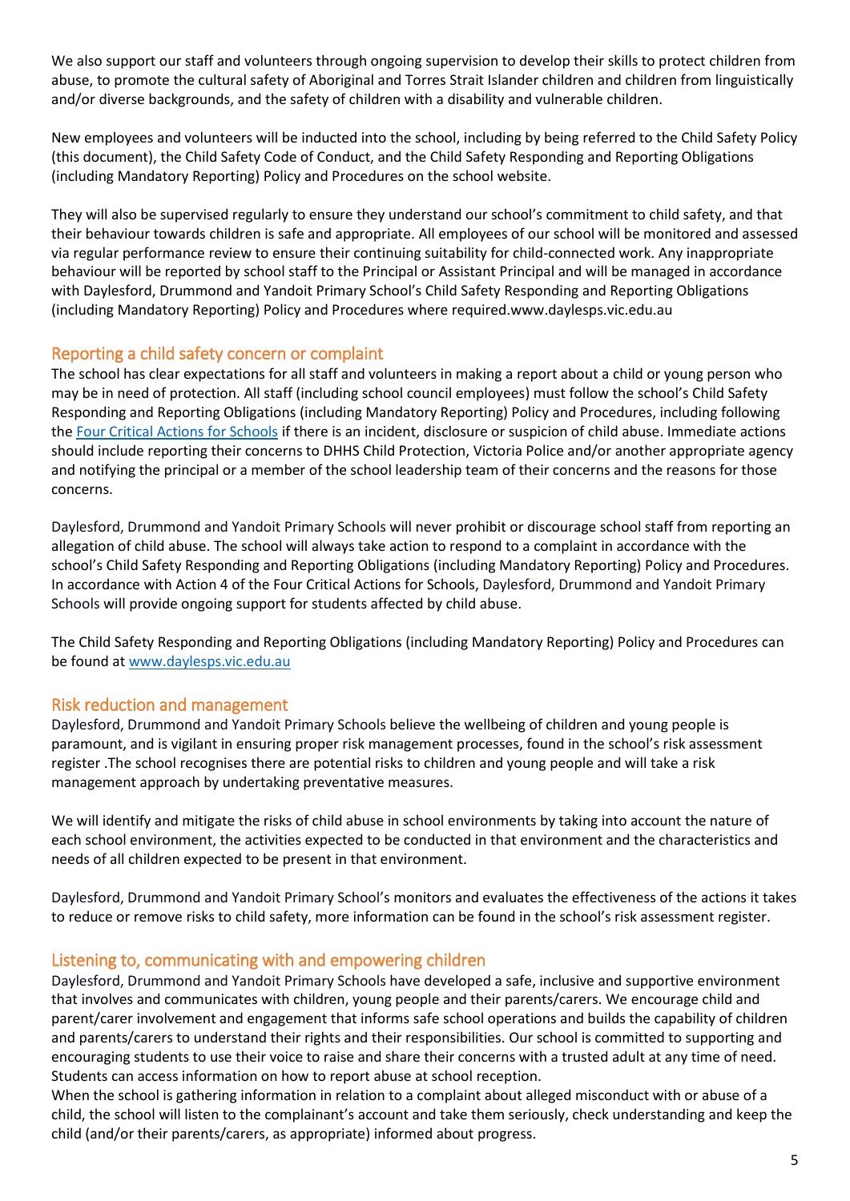We also support our staff and volunteers through ongoing supervision to develop their skills to protect children from abuse, to promote the cultural safety of Aboriginal and Torres Strait Islander children and children from linguistically and/or diverse backgrounds, and the safety of children with a disability and vulnerable children.

New employees and volunteers will be inducted into the school, including by being referred to the Child Safety Policy (this document), the Child Safety Code of Conduct, and the Child Safety Responding and Reporting Obligations (including Mandatory Reporting) Policy and Procedures on the school website.

They will also be supervised regularly to ensure they understand our school's commitment to child safety, and that their behaviour towards children is safe and appropriate. All employees of our school will be monitored and assessed via regular performance review to ensure their continuing suitability for child-connected work. Any inappropriate behaviour will be reported by school staff to the Principal or Assistant Principal and will be managed in accordance with Daylesford, Drummond and Yandoit Primary School's Child Safety Responding and Reporting Obligations (including Mandatory Reporting) Policy and Procedures where required.www.daylesps.vic.edu.au

## Reporting a child safety concern or complaint

The school has clear expectations for all staff and volunteers in making a report about a child or young person who may be in need of protection. All staff (including school council employees) must follow the school's Child Safety Responding and Reporting Obligations (including Mandatory Reporting) Policy and Procedures, including following the [Four Critical Actions for Schools](#) if there is an incident, disclosure or suspicion of child abuse. Immediate actions should include reporting their concerns to DHHS Child Protection, Victoria Police and/or another appropriate agency and notifying the principal or a member of the school leadership team of their concerns and the reasons for those concerns.

Daylesford, Drummond and Yandoit Primary Schools will never prohibit or discourage school staff from reporting an allegation of child abuse. The school will always take action to respond to a complaint in accordance with the school's Child Safety Responding and Reporting Obligations (including Mandatory Reporting) Policy and Procedures. In accordance with Action 4 of the Four Critical Actions for Schools, Daylesford, Drummond and Yandoit Primary Schools will provide ongoing support for students affected by child abuse.

The Child Safety Responding and Reporting Obligations (including Mandatory Reporting) Policy and Procedures can be found at [www.daylesps.vic.edu.au](http://www.daylesps.vic.edu.au)

## Risk reduction and management

Daylesford, Drummond and Yandoit Primary Schools believe the wellbeing of children and young people is paramount, and is vigilant in ensuring proper risk management processes, found in the school's risk assessment register .The school recognises there are potential risks to children and young people and will take a risk management approach by undertaking preventative measures.

We will identify and mitigate the risks of child abuse in school environments by taking into account the nature of each school environment, the activities expected to be conducted in that environment and the characteristics and needs of all children expected to be present in that environment.

Daylesford, Drummond and Yandoit Primary School's monitors and evaluates the effectiveness of the actions it takes to reduce or remove risks to child safety, more information can be found in the school's risk assessment register.

## Listening to, communicating with and empowering children

Daylesford, Drummond and Yandoit Primary Schools have developed a safe, inclusive and supportive environment that involves and communicates with children, young people and their parents/carers. We encourage child and parent/carer involvement and engagement that informs safe school operations and builds the capability of children and parents/carers to understand their rights and their responsibilities. Our school is committed to supporting and encouraging students to use their voice to raise and share their concerns with a trusted adult at any time of need. Students can access information on how to report abuse at school reception.

When the school is gathering information in relation to a complaint about alleged misconduct with or abuse of a child, the school will listen to the complainant's account and take them seriously, check understanding and keep the child (and/or their parents/carers, as appropriate) informed about progress.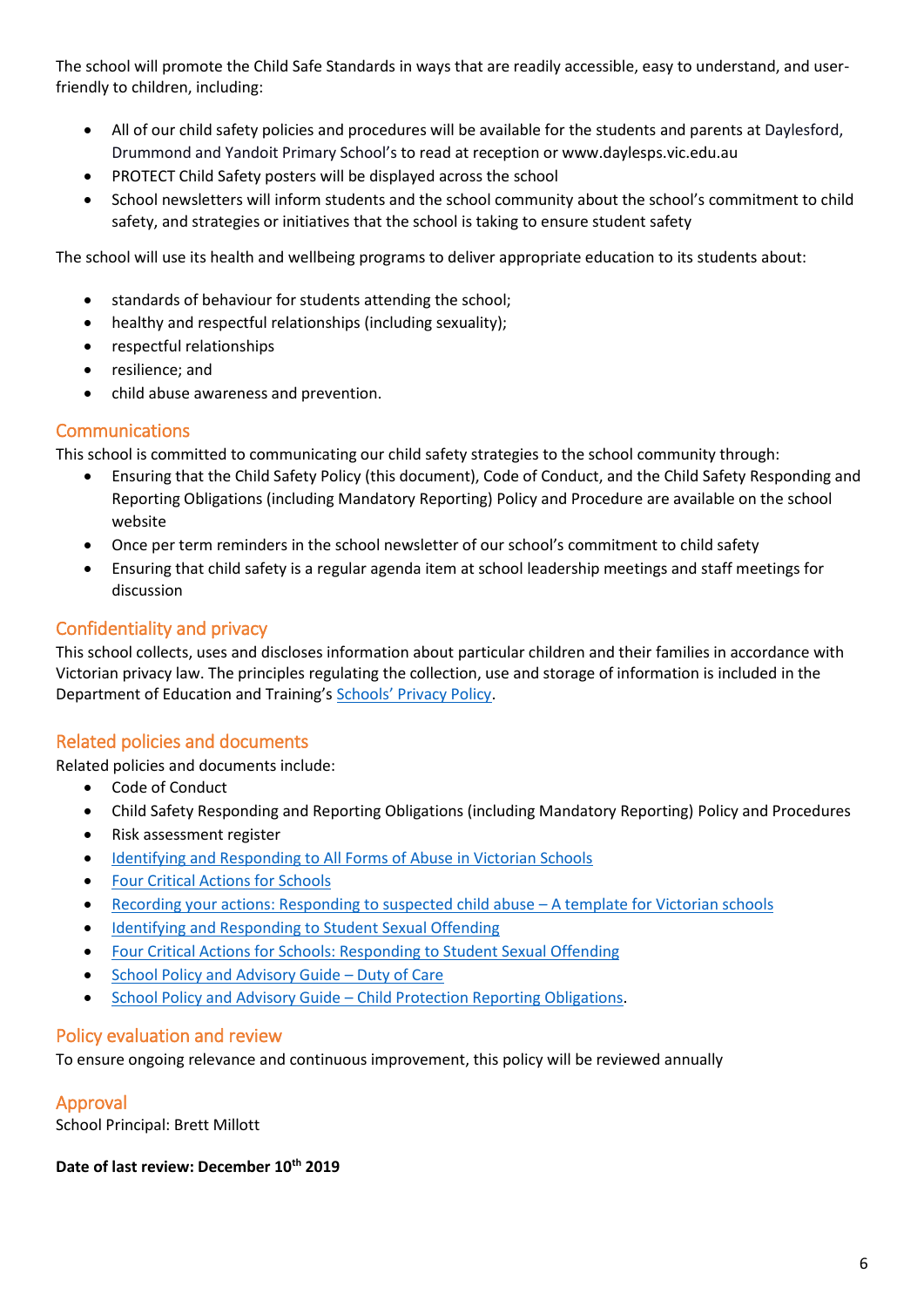The school will promote the Child Safe Standards in ways that are readily accessible, easy to understand, and user-friendly to children, including:

- All of our child safety policies and procedures will be available for the students and parents at Daylesford, Drummond and Yandoit Primary School's to read at reception or www.daylesps.vic.edu.au
- PROTECT Child Safety posters will be displayed across the school
- School newsletters will inform students and the school community about the school's commitment to child safety, and strategies or initiatives that the school is taking to ensure student safety

The school will use its health and wellbeing programs to deliver appropriate education to its students about:

- standards of behaviour for students attending the school;
- healthy and respectful relationships (including sexuality);
- respectful relationships
- resilience; and
- child abuse awareness and prevention.

## Communications

This school is committed to communicating our child safety strategies to the school community through:

- Ensuring that the Child Safety Policy (this document), Code of Conduct, and the Child Safety Responding and Reporting Obligations (including Mandatory Reporting) Policy and Procedure are available on the school website
- Once per term reminders in the school newsletter of our school's commitment to child safety
- Ensuring that child safety is a regular agenda item at school leadership meetings and staff meetings for discussion

## Confidentiality and privacy

This school collects, uses and discloses information about particular children and their families in accordance with Victorian privacy law. The principles regulating the collection, use and storage of information is included in the Department of Education and Training's Schools' Privacy Policy.

## Related policies and documents

Related policies and documents include:

- Code of Conduct
- Child Safety Responding and Reporting Obligations (including Mandatory Reporting) Policy and Procedures
- Risk assessment register
- Identifying and Responding to All Forms of Abuse in Victorian Schools
- Four Critical Actions for Schools
- Recording your actions: Responding to suspected child abuse – A template for Victorian schools
- Identifying and Responding to Student Sexual Offending
- Four Critical Actions for Schools: Responding to Student Sexual Offending
- School Policy and Advisory Guide – Duty of Care
- School Policy and Advisory Guide – Child Protection Reporting Obligations.

## Policy evaluation and review

To ensure ongoing relevance and continuous improvement, this policy will be reviewed annually

## Approval

School Principal: Brett Millott

**Date of last review: December 10th 2019**